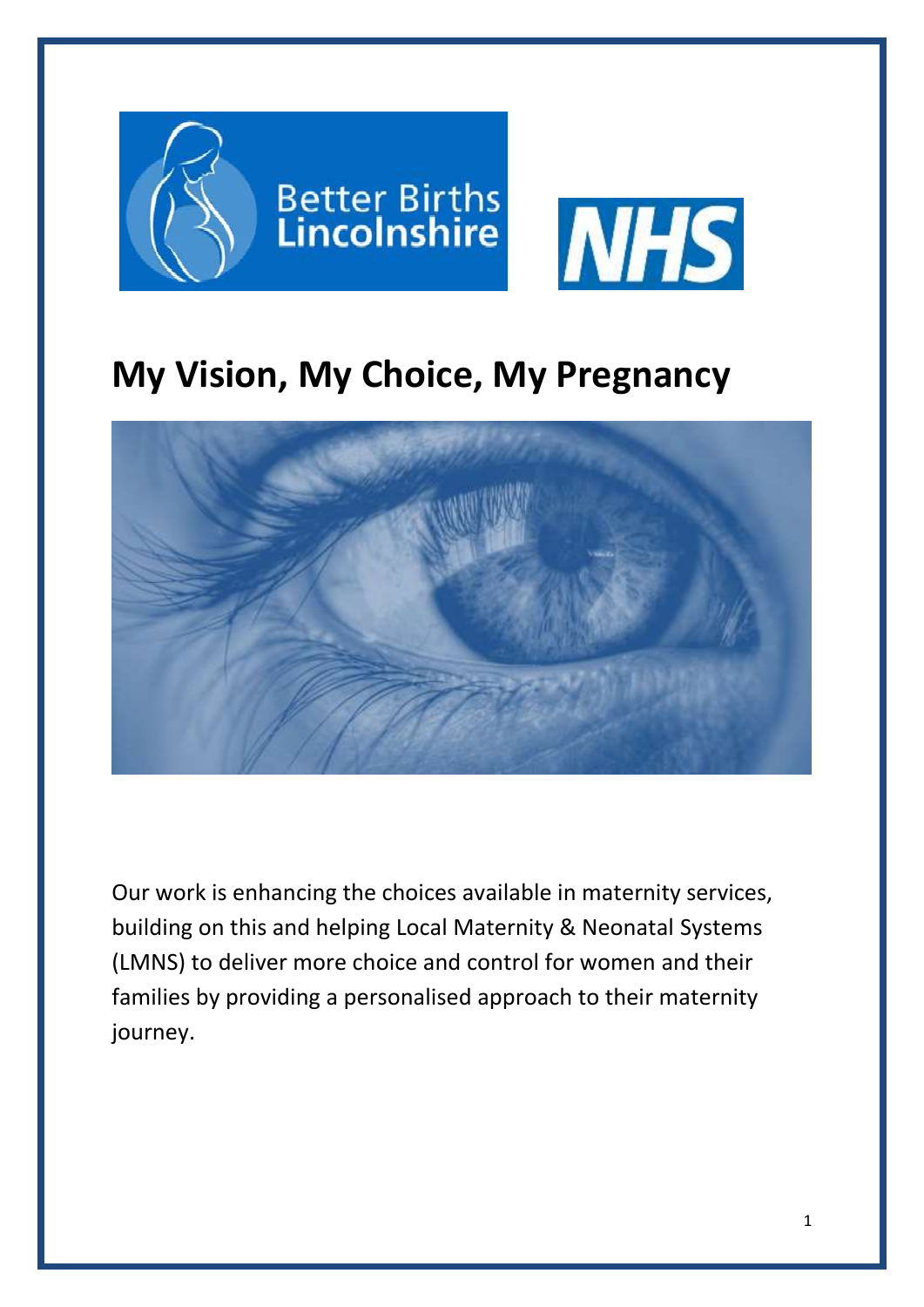# My Vision, My Choice, My Pregnancy

Our work is enhancing the choices available in maternity services, building on this and helping Local Maternity & Neonatal Systems (LMNS) to deliver more choice and control for women and their families by providing a personalised approach to their maternity journey.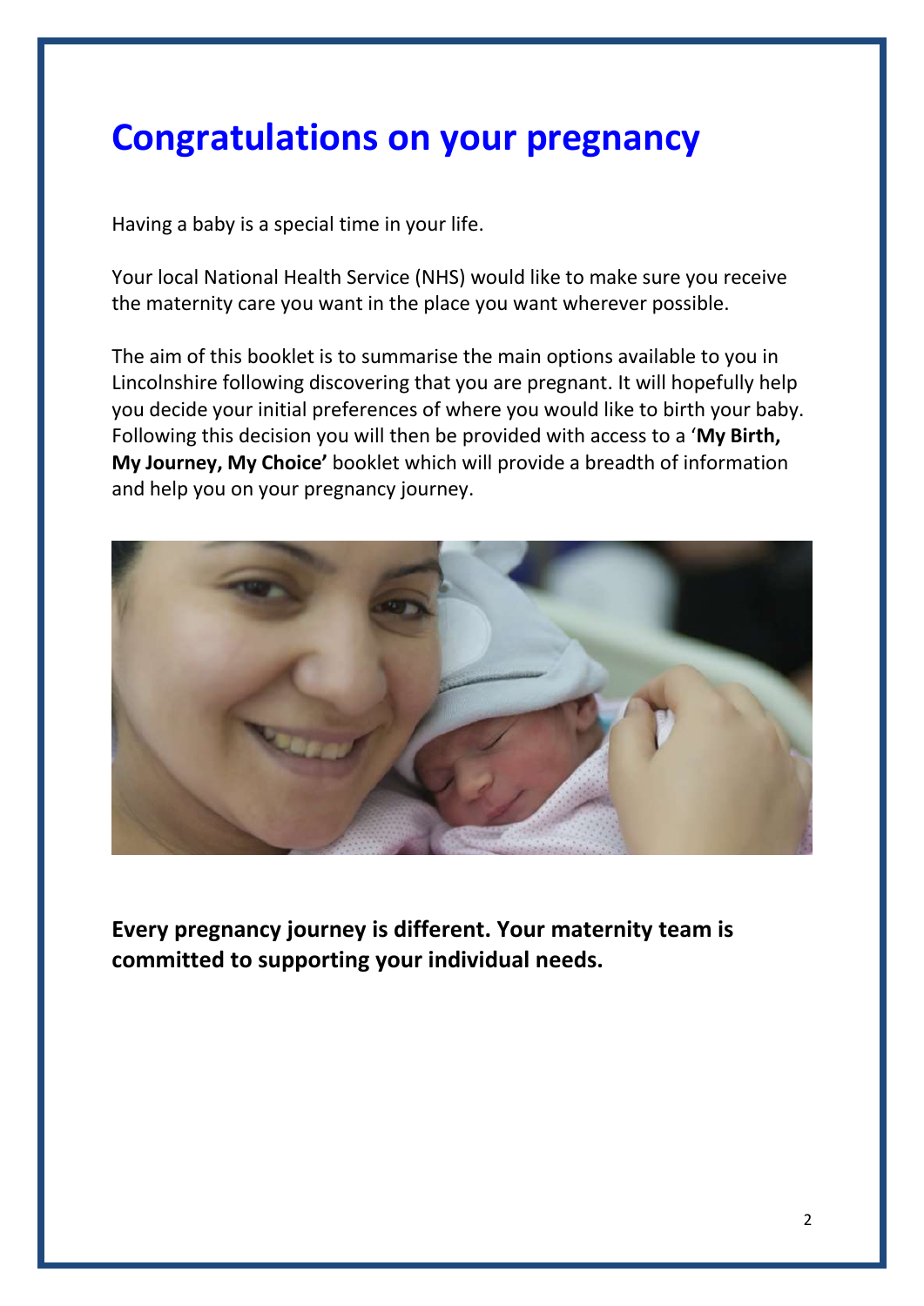# Congratulations on your pregnancy

Having a baby is a special time in your life.

Your local National Health Service (NHS) would like to make sure you receive the maternity care you want in the place you want wherever possible.

The aim of this booklet is to summarise the main options available to you in Lincolnshire following discovering that you are pregnant. It will hopefully help you decide your initial preferences of where you would like to birth your baby. Following this decision you will then be provided with access to a '**My Birth, My Journey, My Choice'** booklet which will provide a breadth of information and help you on your pregnancy journey.

**Every pregnancy journey is different. Your maternity team is committed to supporting your individual needs.**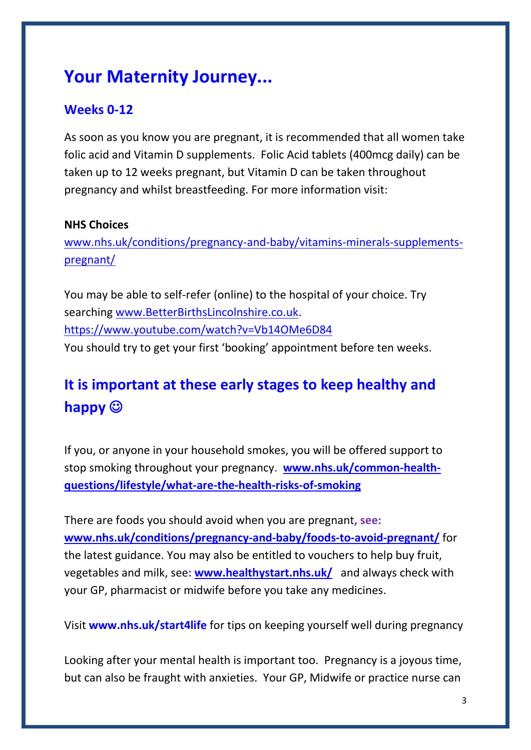# Your Maternity Journey...

## Weeks 0-12

As soon as you know you are pregnant, it is recommended that all women take folic acid and Vitamin D supplements. Folic Acid tablets (400mcg daily) can be taken up to 12 weeks pregnant, but Vitamin D can be taken throughout pregnancy and whilst breastfeeding. For more information visit:

**NHS Choices**
www.nhs.uk/conditions/pregnancy-and-baby/vitamins-minerals-supplements-pregnant/

You may be able to self-refer (online) to the hospital of your choice. Try searching www.BetterBirthsLincolnshire.co.uk.
https://www.youtube.com/watch?v=Vb14OMe6D84
You should try to get your first 'booking' appointment before ten weeks.

## It is important at these early stages to keep healthy and happy ☺

If you, or anyone in your household smokes, you will be offered support to stop smoking throughout your pregnancy. **www.nhs.uk/common-health-questions/lifestyle/what-are-the-health-risks-of-smoking**

There are foods you should avoid when you are pregnant**, see:** **www.nhs.uk/conditions/pregnancy-and-baby/foods-to-avoid-pregnant/** for the latest guidance. You may also be entitled to vouchers to help buy fruit, vegetables and milk, see**: www.healthystart.nhs.uk/** and always check with your GP, pharmacist or midwife before you take any medicines.

Visit **www.nhs.uk/start4life** for tips on keeping yourself well during pregnancy

Looking after your mental health is important too. Pregnancy is a joyous time, but can also be fraught with anxieties. Your GP, Midwife or practice nurse can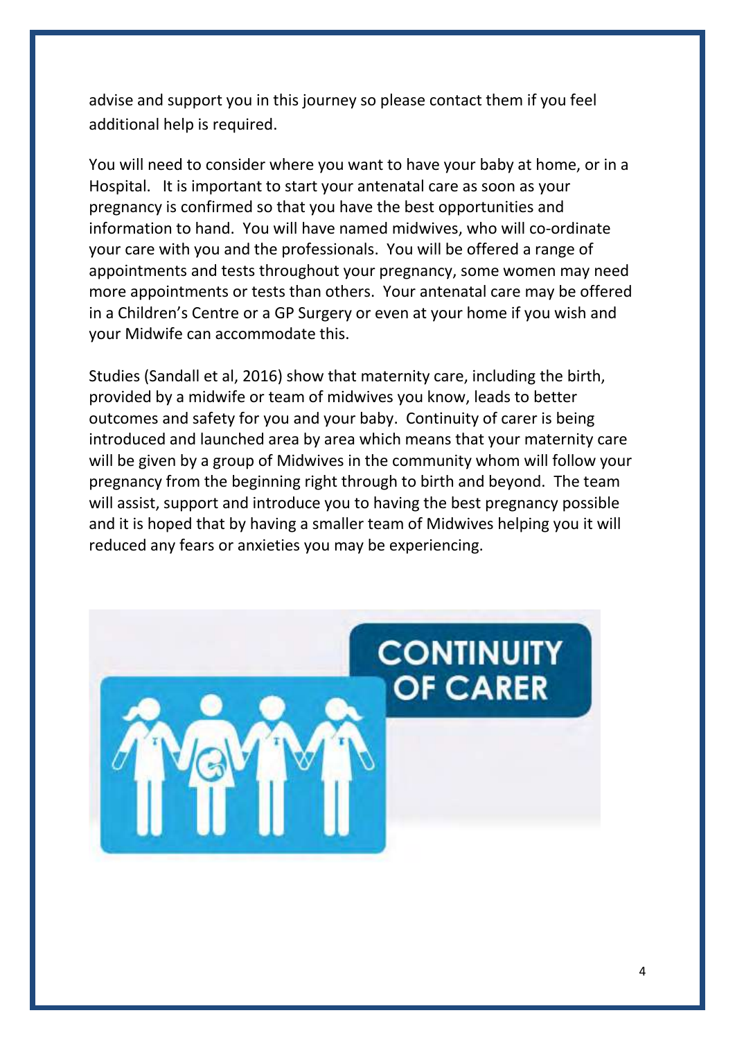advise and support you in this journey so please contact them if you feel additional help is required.

You will need to consider where you want to have your baby at home, or in a Hospital. It is important to start your antenatal care as soon as your pregnancy is confirmed so that you have the best opportunities and information to hand. You will have named midwives, who will co-ordinate your care with you and the professionals. You will be offered a range of appointments and tests throughout your pregnancy, some women may need more appointments or tests than others. Your antenatal care may be offered in a Children's Centre or a GP Surgery or even at your home if you wish and your Midwife can accommodate this.

Studies (Sandall et al, 2016) show that maternity care, including the birth, provided by a midwife or team of midwives you know, leads to better outcomes and safety for you and your baby. Continuity of carer is being introduced and launched area by area which means that your maternity care will be given by a group of Midwives in the community whom will follow your pregnancy from the beginning right through to birth and beyond. The team will assist, support and introduce you to having the best pregnancy possible and it is hoped that by having a smaller team of Midwives helping you it will reduced any fears or anxieties you may be experiencing.

CONTINUITY OF CARER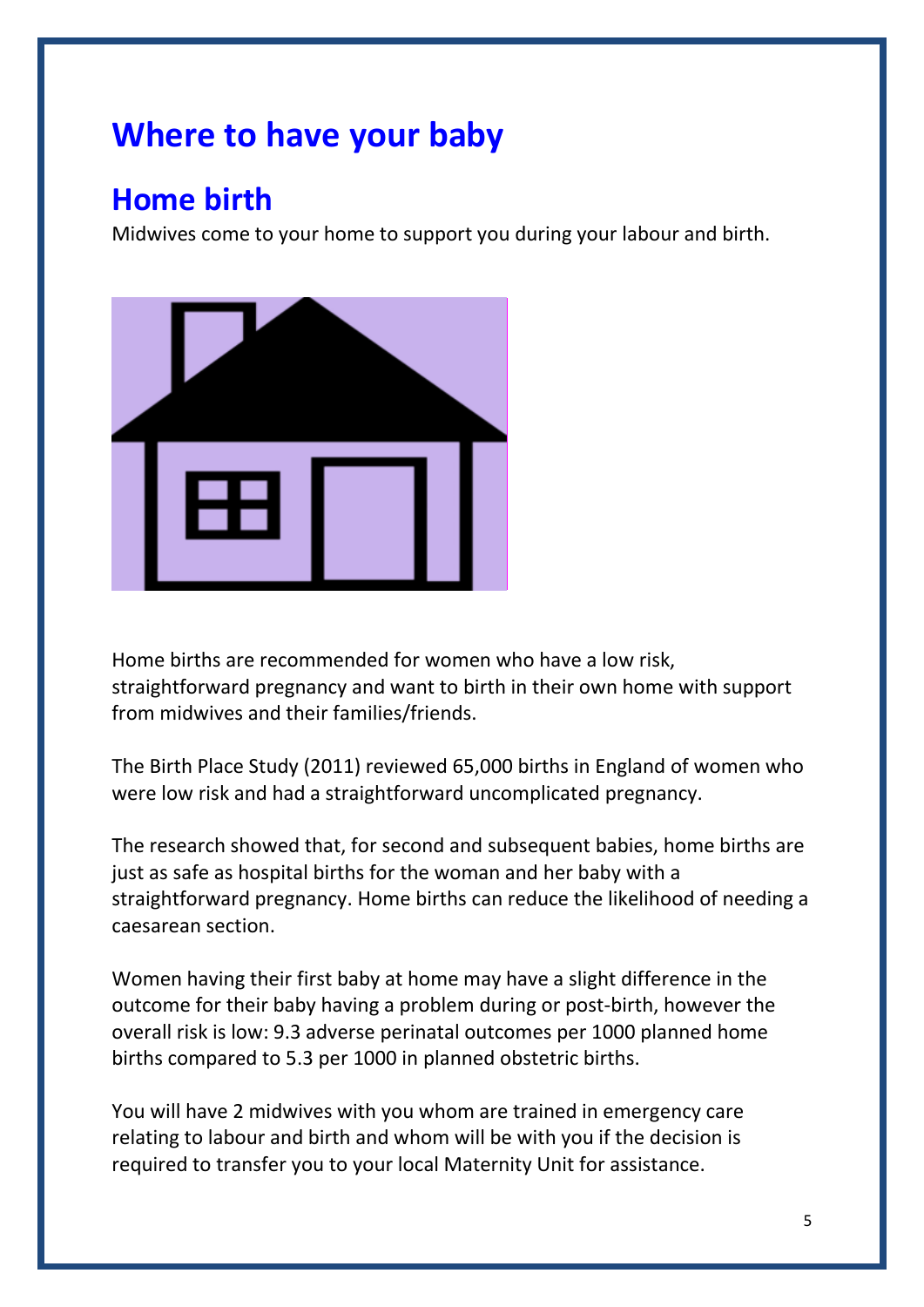# Where to have your baby

## Home birth

Midwives come to your home to support you during your labour and birth.

Home births are recommended for women who have a low risk, straightforward pregnancy and want to birth in their own home with support from midwives and their families/friends.

The Birth Place Study (2011) reviewed 65,000 births in England of women who were low risk and had a straightforward uncomplicated pregnancy.

The research showed that, for second and subsequent babies, home births are just as safe as hospital births for the woman and her baby with a straightforward pregnancy. Home births can reduce the likelihood of needing a caesarean section.

Women having their first baby at home may have a slight difference in the outcome for their baby having a problem during or post-birth, however the overall risk is low: 9.3 adverse perinatal outcomes per 1000 planned home births compared to 5.3 per 1000 in planned obstetric births.

You will have 2 midwives with you whom are trained in emergency care relating to labour and birth and whom will be with you if the decision is required to transfer you to your local Maternity Unit for assistance.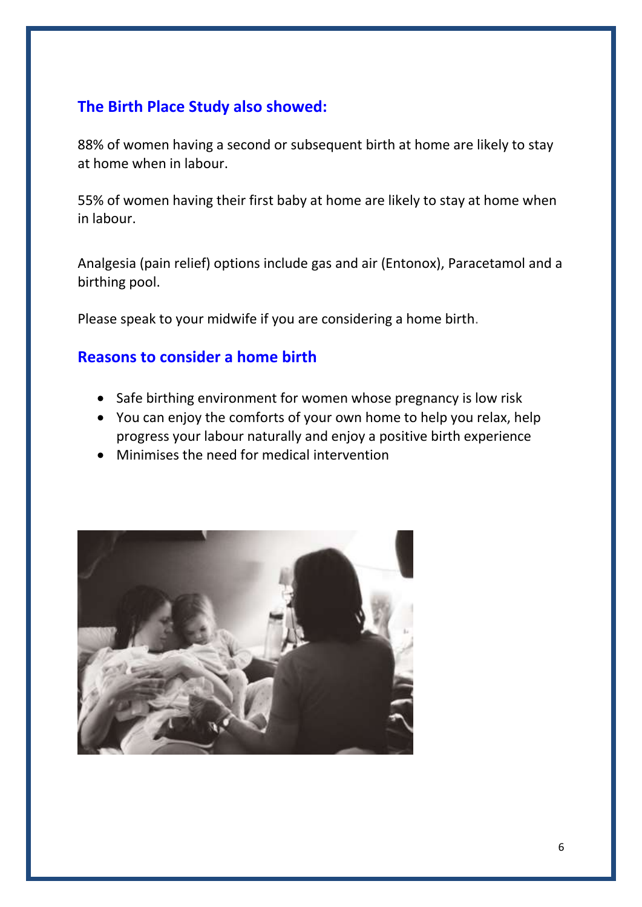## The Birth Place Study also showed:

88% of women having a second or subsequent birth at home are likely to stay at home when in labour.

55% of women having their first baby at home are likely to stay at home when in labour.

Analgesia (pain relief) options include gas and air (Entonox), Paracetamol and a birthing pool.

Please speak to your midwife if you are considering a home birth.

## Reasons to consider a home birth

- Safe birthing environment for women whose pregnancy is low risk
- You can enjoy the comforts of your own home to help you relax, help progress your labour naturally and enjoy a positive birth experience
- Minimises the need for medical intervention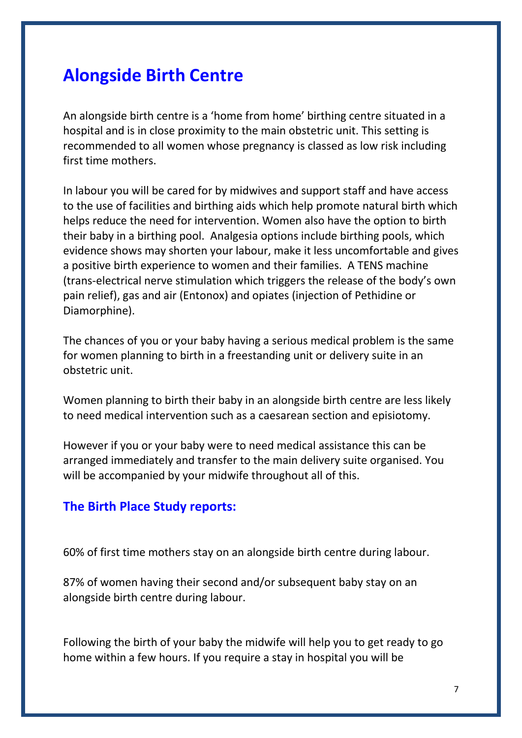# Alongside Birth Centre

An alongside birth centre is a 'home from home' birthing centre situated in a hospital and is in close proximity to the main obstetric unit. This setting is recommended to all women whose pregnancy is classed as low risk including first time mothers.

In labour you will be cared for by midwives and support staff and have access to the use of facilities and birthing aids which help promote natural birth which helps reduce the need for intervention. Women also have the option to birth their baby in a birthing pool. Analgesia options include birthing pools, which evidence shows may shorten your labour, make it less uncomfortable and gives a positive birth experience to women and their families. A TENS machine (trans-electrical nerve stimulation which triggers the release of the body's own pain relief), gas and air (Entonox) and opiates (injection of Pethidine or Diamorphine).

The chances of you or your baby having a serious medical problem is the same for women planning to birth in a freestanding unit or delivery suite in an obstetric unit.

Women planning to birth their baby in an alongside birth centre are less likely to need medical intervention such as a caesarean section and episiotomy.

However if you or your baby were to need medical assistance this can be arranged immediately and transfer to the main delivery suite organised. You will be accompanied by your midwife throughout all of this.

## The Birth Place Study reports:

60% of first time mothers stay on an alongside birth centre during labour.

87% of women having their second and/or subsequent baby stay on an alongside birth centre during labour.

Following the birth of your baby the midwife will help you to get ready to go home within a few hours. If you require a stay in hospital you will be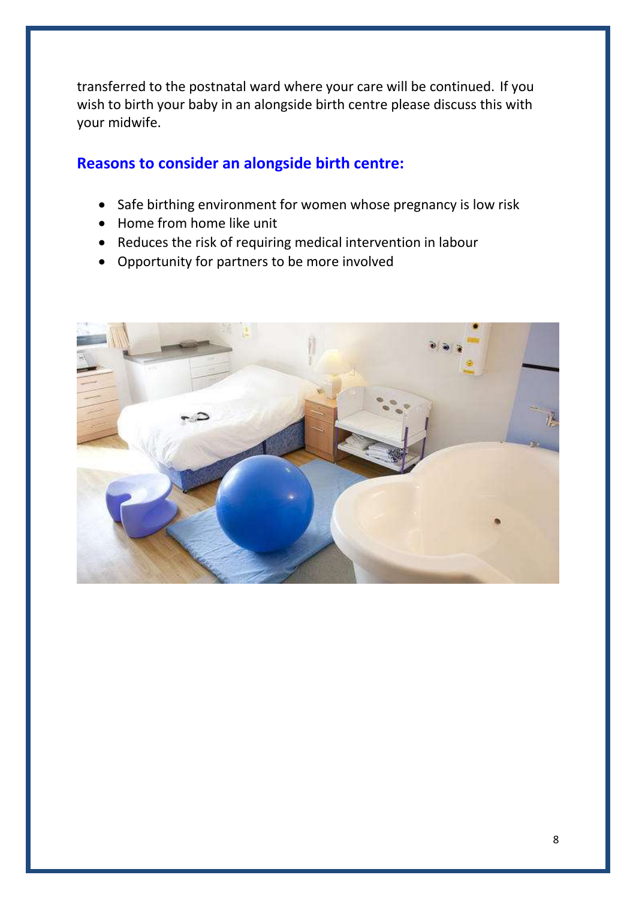transferred to the postnatal ward where your care will be continued. If you wish to birth your baby in an alongside birth centre please discuss this with your midwife.

## Reasons to consider an alongside birth centre:

- Safe birthing environment for women whose pregnancy is low risk
- Home from home like unit
- Reduces the risk of requiring medical intervention in labour
- Opportunity for partners to be more involved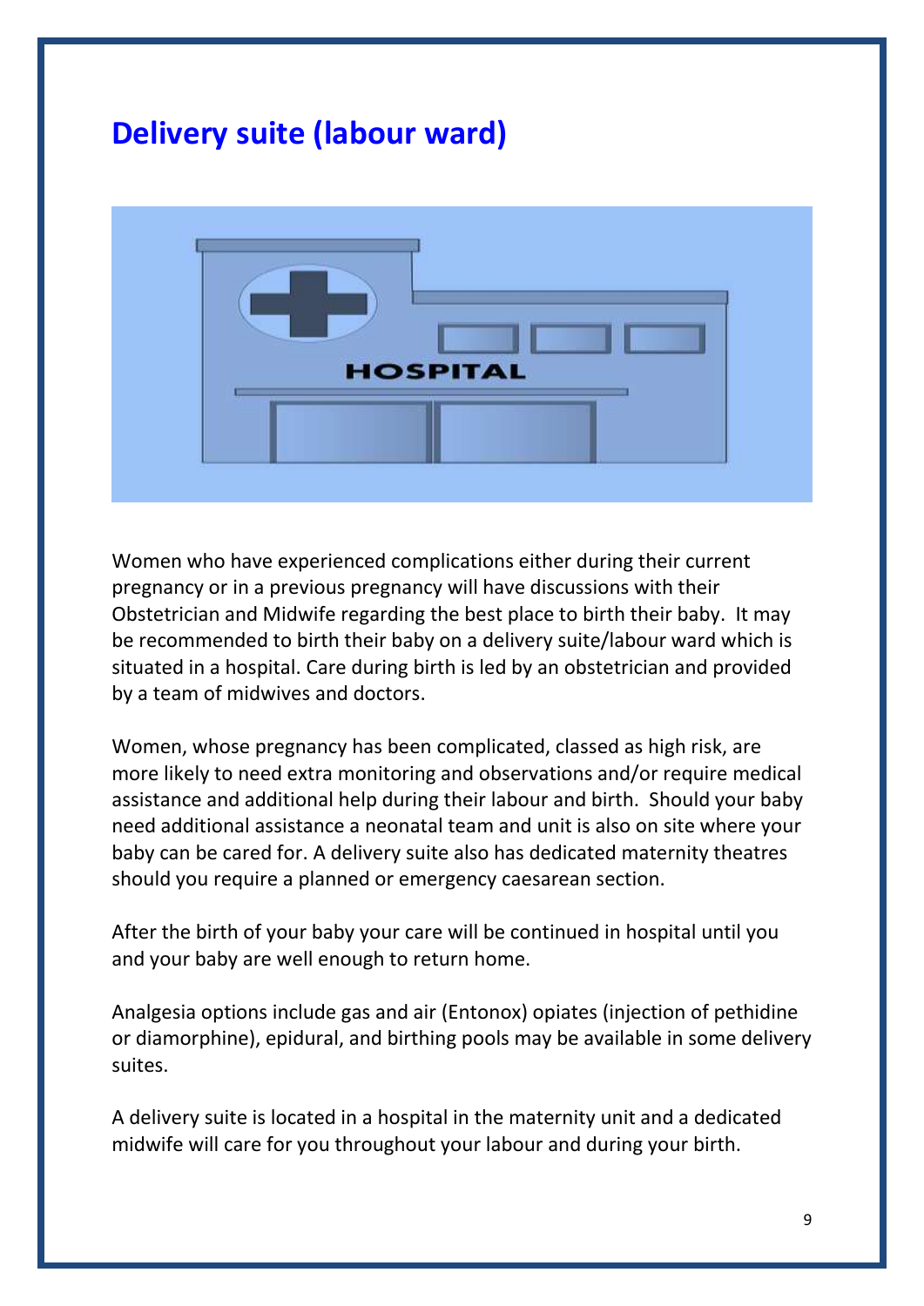## Delivery suite (labour ward)

Women who have experienced complications either during their current pregnancy or in a previous pregnancy will have discussions with their Obstetrician and Midwife regarding the best place to birth their baby. It may be recommended to birth their baby on a delivery suite/labour ward which is situated in a hospital. Care during birth is led by an obstetrician and provided by a team of midwives and doctors.

Women, whose pregnancy has been complicated, classed as high risk, are more likely to need extra monitoring and observations and/or require medical assistance and additional help during their labour and birth. Should your baby need additional assistance a neonatal team and unit is also on site where your baby can be cared for. A delivery suite also has dedicated maternity theatres should you require a planned or emergency caesarean section.

After the birth of your baby your care will be continued in hospital until you and your baby are well enough to return home.

Analgesia options include gas and air (Entonox) opiates (injection of pethidine or diamorphine), epidural, and birthing pools may be available in some delivery suites.

A delivery suite is located in a hospital in the maternity unit and a dedicated midwife will care for you throughout your labour and during your birth.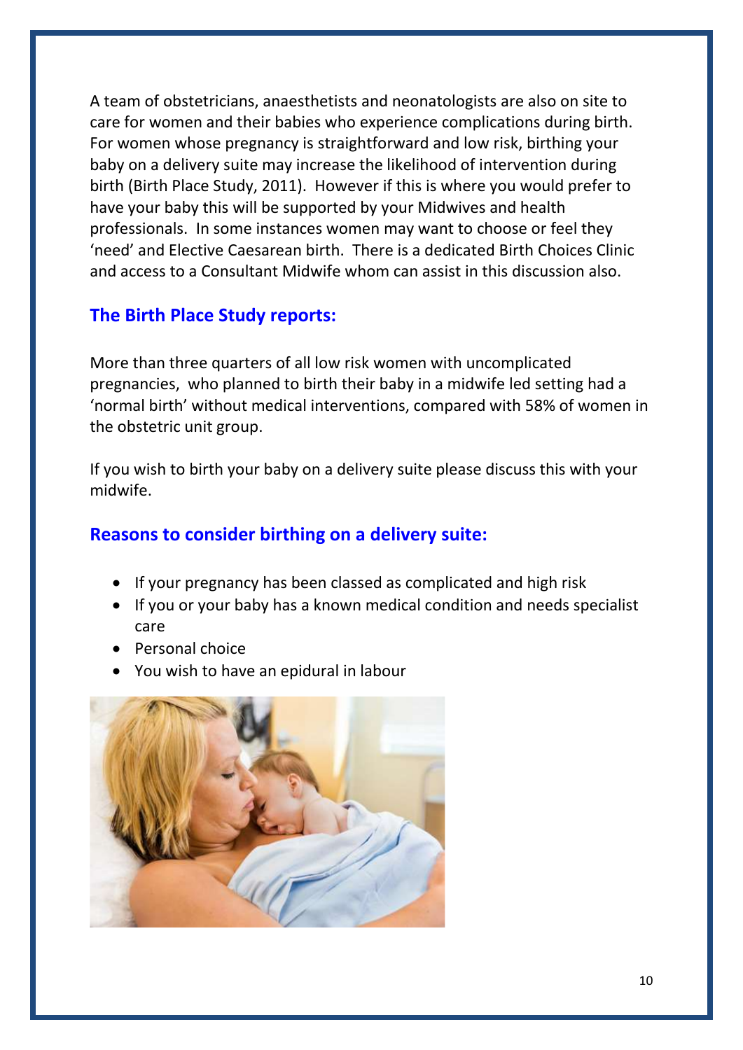A team of obstetricians, anaesthetists and neonatologists are also on site to care for women and their babies who experience complications during birth. For women whose pregnancy is straightforward and low risk, birthing your baby on a delivery suite may increase the likelihood of intervention during birth (Birth Place Study, 2011). However if this is where you would prefer to have your baby this will be supported by your Midwives and health professionals. In some instances women may want to choose or feel they 'need' and Elective Caesarean birth. There is a dedicated Birth Choices Clinic and access to a Consultant Midwife whom can assist in this discussion also.

## The Birth Place Study reports:

More than three quarters of all low risk women with uncomplicated pregnancies, who planned to birth their baby in a midwife led setting had a 'normal birth' without medical interventions, compared with 58% of women in the obstetric unit group.

If you wish to birth your baby on a delivery suite please discuss this with your midwife.

## Reasons to consider birthing on a delivery suite:

- If your pregnancy has been classed as complicated and high risk
- If you or your baby has a known medical condition and needs specialist care
- Personal choice
- You wish to have an epidural in labour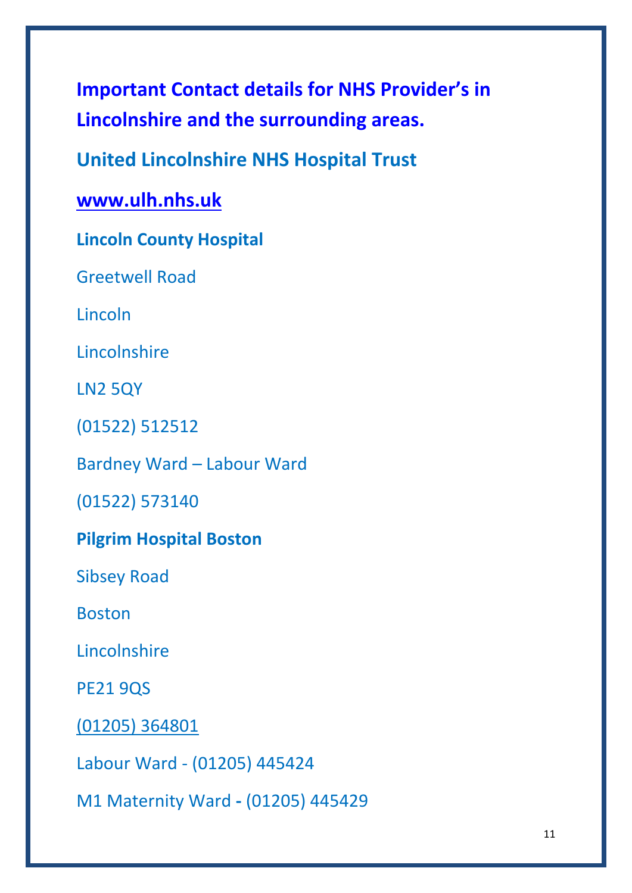# Important Contact details for NHS Provider's in Lincolnshire and the surrounding areas.

## United Lincolnshire NHS Hospital Trust

**www.ulh.nhs.uk**

**Lincoln County Hospital**

Greetwell Road

Lincoln

Lincolnshire

LN2 5QY

(01522) 512512

Bardney Ward – Labour Ward

(01522) 573140

**Pilgrim Hospital Boston**

Sibsey Road

Boston

Lincolnshire

PE21 9QS

(01205) 364801

Labour Ward - (01205) 445424

M1 Maternity Ward **-** (01205) 445429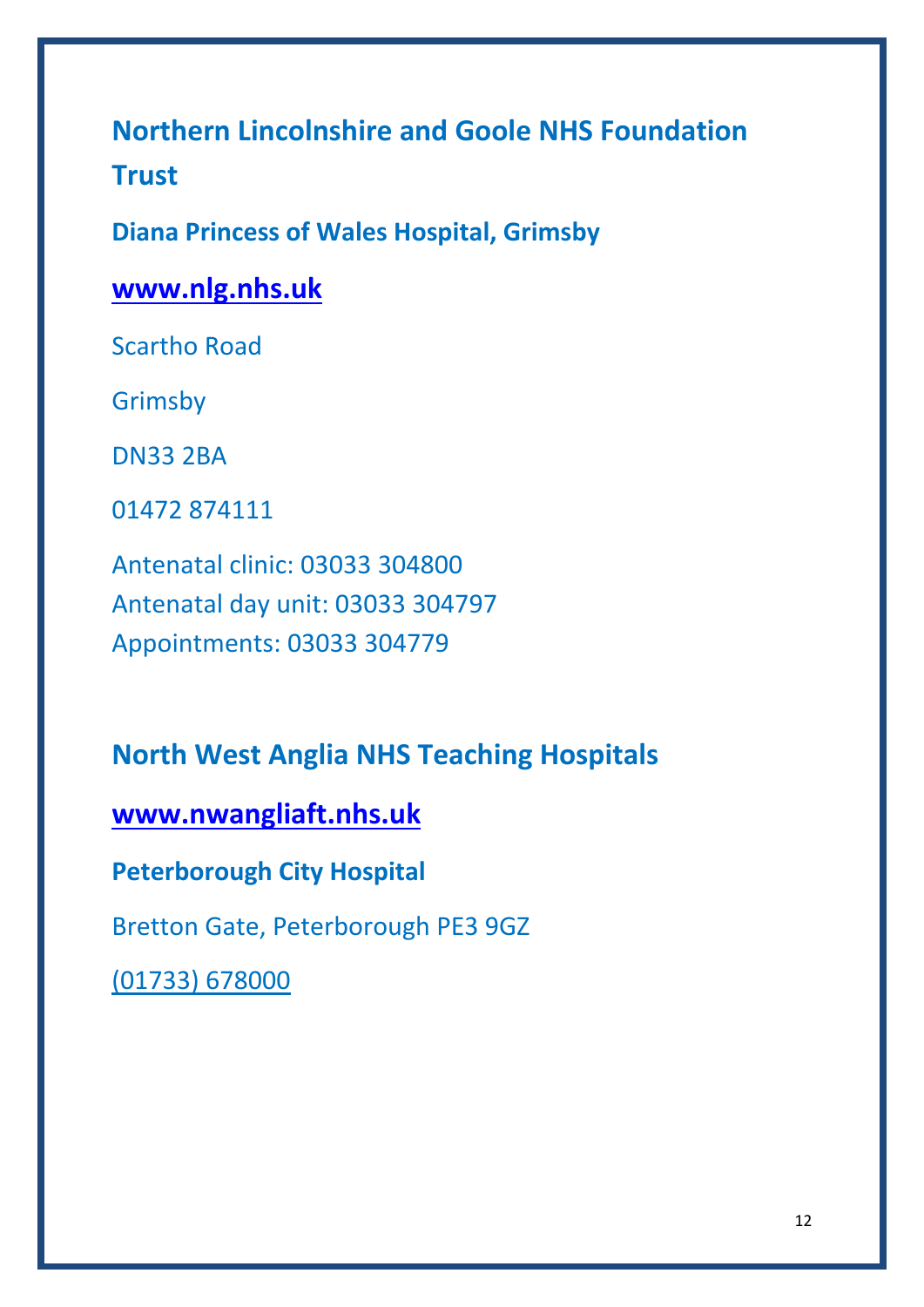## Northern Lincolnshire and Goole NHS Foundation Trust

**Diana Princess of Wales Hospital, Grimsby**

**[www.nlg.nhs.uk](http://www.nlg.nhs.uk)**

Scartho Road

Grimsby

DN33 2BA

01472 874111

Antenatal clinic: 03033 304800
Antenatal day unit: 03033 304797
Appointments: 03033 304779

## North West Anglia NHS Teaching Hospitals

**[www.nwangliaft.nhs.uk](http://www.nwangliaft.nhs.uk)**

**Peterborough City Hospital**

Bretton Gate, Peterborough PE3 9GZ

(01733) 678000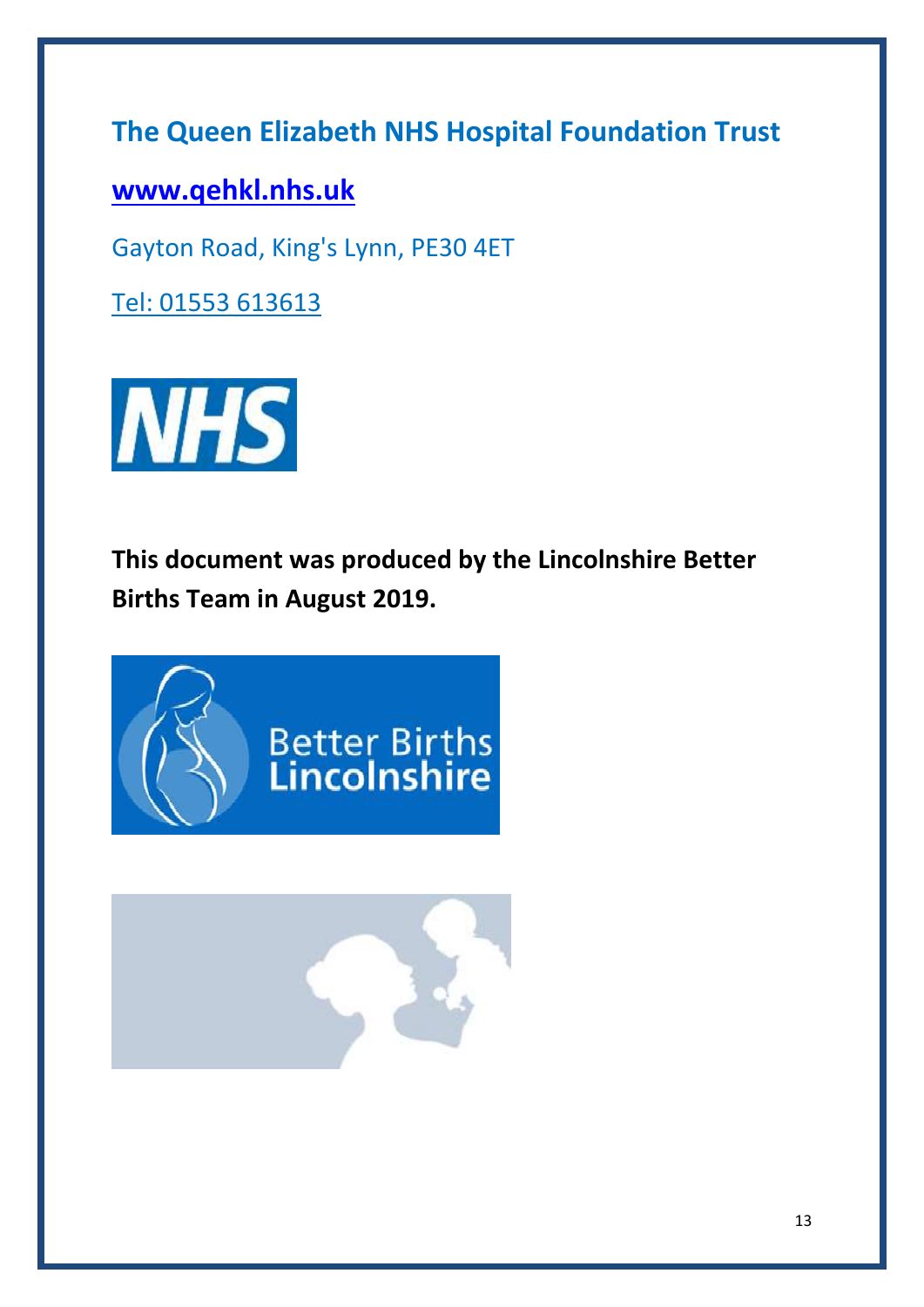## The Queen Elizabeth NHS Hospital Foundation Trust

**www.qehkl.nhs.uk**

Gayton Road, King's Lynn, PE30 4ET

Tel: 01553 613613

**This document was produced by the Lincolnshire Better Births Team in August 2019.**